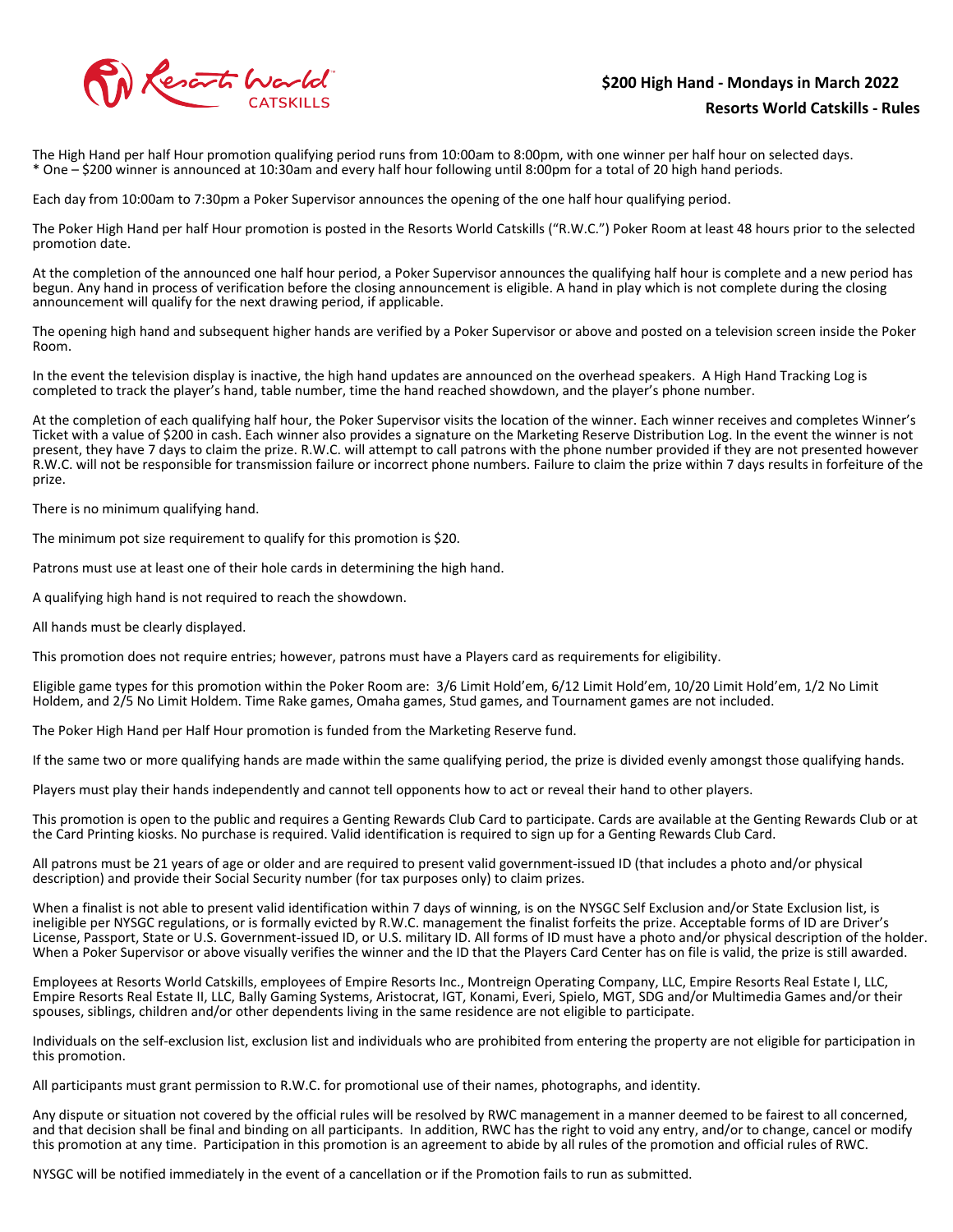## $200 High Hand - Mondays in March 2022

## Resorts World Catskills - Rules

The High Hand per half Hour promotion qualifying period runs from 10:00am to 8:00pm, with one winner per half hour on selected days.
* One – $200 winner is announced at 10:30am and every half hour following until 8:00pm for a total of 20 high hand periods.

Each day from 10:00am to 7:30pm a Poker Supervisor announces the opening of the one half hour qualifying period.

The Poker High Hand per half Hour promotion is posted in the Resorts World Catskills ("R.W.C.") Poker Room at least 48 hours prior to the selected promotion date.

At the completion of the announced one half hour period, a Poker Supervisor announces the qualifying half hour is complete and a new period has begun. Any hand in process of verification before the closing announcement is eligible. A hand in play which is not complete during the closing announcement will qualify for the next drawing period, if applicable.

The opening high hand and subsequent higher hands are verified by a Poker Supervisor or above and posted on a television screen inside the Poker Room.

In the event the television display is inactive, the high hand updates are announced on the overhead speakers. A High Hand Tracking Log is completed to track the player's hand, table number, time the hand reached showdown, and the player's phone number.

At the completion of each qualifying half hour, the Poker Supervisor visits the location of the winner. Each winner receives and completes Winner's Ticket with a value of $200 in cash. Each winner also provides a signature on the Marketing Reserve Distribution Log. In the event the winner is not present, they have 7 days to claim the prize. R.W.C. will attempt to call patrons with the phone number provided if they are not presented however R.W.C. will not be responsible for transmission failure or incorrect phone numbers. Failure to claim the prize within 7 days results in forfeiture of the prize.

There is no minimum qualifying hand.

The minimum pot size requirement to qualify for this promotion is $20.

Patrons must use at least one of their hole cards in determining the high hand.

A qualifying high hand is not required to reach the showdown.

All hands must be clearly displayed.

This promotion does not require entries; however, patrons must have a Players card as requirements for eligibility.

Eligible game types for this promotion within the Poker Room are: 3/6 Limit Hold'em, 6/12 Limit Hold'em, 10/20 Limit Hold'em, 1/2 No Limit Holdem, and 2/5 No Limit Holdem. Time Rake games, Omaha games, Stud games, and Tournament games are not included.

The Poker High Hand per Half Hour promotion is funded from the Marketing Reserve fund.

If the same two or more qualifying hands are made within the same qualifying period, the prize is divided evenly amongst those qualifying hands.

Players must play their hands independently and cannot tell opponents how to act or reveal their hand to other players.

This promotion is open to the public and requires a Genting Rewards Club Card to participate. Cards are available at the Genting Rewards Club or at the Card Printing kiosks. No purchase is required. Valid identification is required to sign up for a Genting Rewards Club Card.

All patrons must be 21 years of age or older and are required to present valid government-issued ID (that includes a photo and/or physical description) and provide their Social Security number (for tax purposes only) to claim prizes.

When a finalist is not able to present valid identification within 7 days of winning, is on the NYSGC Self Exclusion and/or State Exclusion list, is ineligible per NYSGC regulations, or is formally evicted by R.W.C. management the finalist forfeits the prize. Acceptable forms of ID are Driver's License, Passport, State or U.S. Government-issued ID, or U.S. military ID. All forms of ID must have a photo and/or physical description of the holder. When a Poker Supervisor or above visually verifies the winner and the ID that the Players Card Center has on file is valid, the prize is still awarded.

Employees at Resorts World Catskills, employees of Empire Resorts Inc., Montreign Operating Company, LLC, Empire Resorts Real Estate I, LLC, Empire Resorts Real Estate II, LLC, Bally Gaming Systems, Aristocrat, IGT, Konami, Everi, Spielo, MGT, SDG and/or Multimedia Games and/or their spouses, siblings, children and/or other dependents living in the same residence are not eligible to participate.

Individuals on the self-exclusion list, exclusion list and individuals who are prohibited from entering the property are not eligible for participation in this promotion.

All participants must grant permission to R.W.C. for promotional use of their names, photographs, and identity.

Any dispute or situation not covered by the official rules will be resolved by RWC management in a manner deemed to be fairest to all concerned, and that decision shall be final and binding on all participants. In addition, RWC has the right to void any entry, and/or to change, cancel or modify this promotion at any time. Participation in this promotion is an agreement to abide by all rules of the promotion and official rules of RWC.

NYSGC will be notified immediately in the event of a cancellation or if the Promotion fails to run as submitted.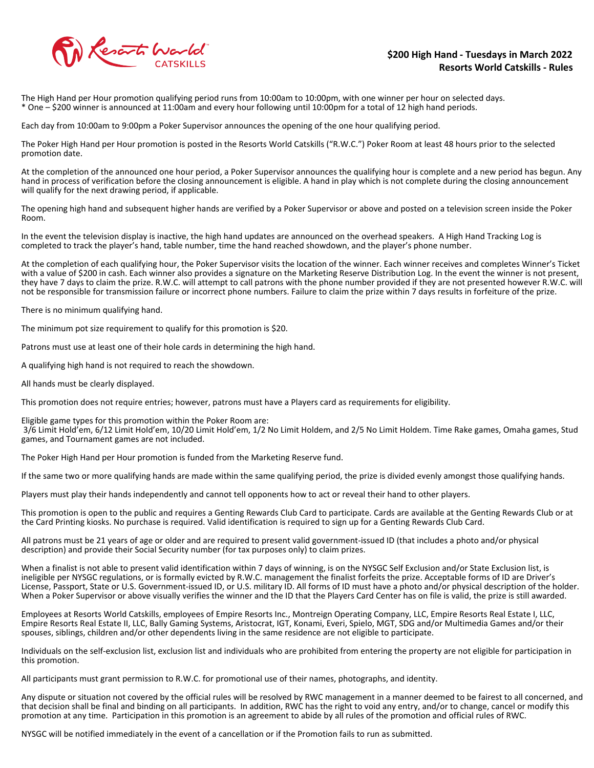## $200 High Hand - Tuesdays in March 2022
## Resorts World Catskills - Rules

The High Hand per Hour promotion qualifying period runs from 10:00am to 10:00pm, with one winner per hour on selected days.
* One – $200 winner is announced at 11:00am and every hour following until 10:00pm for a total of 12 high hand periods.

Each day from 10:00am to 9:00pm a Poker Supervisor announces the opening of the one hour qualifying period.

The Poker High Hand per Hour promotion is posted in the Resorts World Catskills ("R.W.C.") Poker Room at least 48 hours prior to the selected promotion date.

At the completion of the announced one hour period, a Poker Supervisor announces the qualifying hour is complete and a new period has begun. Any hand in process of verification before the closing announcement is eligible. A hand in play which is not complete during the closing announcement will qualify for the next drawing period, if applicable.

The opening high hand and subsequent higher hands are verified by a Poker Supervisor or above and posted on a television screen inside the Poker Room.

In the event the television display is inactive, the high hand updates are announced on the overhead speakers. A High Hand Tracking Log is completed to track the player's hand, table number, time the hand reached showdown, and the player's phone number.

At the completion of each qualifying hour, the Poker Supervisor visits the location of the winner. Each winner receives and completes Winner's Ticket with a value of $200 in cash. Each winner also provides a signature on the Marketing Reserve Distribution Log. In the event the winner is not present, they have 7 days to claim the prize. R.W.C. will attempt to call patrons with the phone number provided if they are not presented however R.W.C. will not be responsible for transmission failure or incorrect phone numbers. Failure to claim the prize within 7 days results in forfeiture of the prize.

There is no minimum qualifying hand.

The minimum pot size requirement to qualify for this promotion is $20.

Patrons must use at least one of their hole cards in determining the high hand.

A qualifying high hand is not required to reach the showdown.

All hands must be clearly displayed.

This promotion does not require entries; however, patrons must have a Players card as requirements for eligibility.

Eligible game types for this promotion within the Poker Room are:
3/6 Limit Hold'em, 6/12 Limit Hold'em, 10/20 Limit Hold'em, 1/2 No Limit Holdem, and 2/5 No Limit Holdem. Time Rake games, Omaha games, Stud games, and Tournament games are not included.

The Poker High Hand per Hour promotion is funded from the Marketing Reserve fund.

If the same two or more qualifying hands are made within the same qualifying period, the prize is divided evenly amongst those qualifying hands.

Players must play their hands independently and cannot tell opponents how to act or reveal their hand to other players.

This promotion is open to the public and requires a Genting Rewards Club Card to participate. Cards are available at the Genting Rewards Club or at the Card Printing kiosks. No purchase is required. Valid identification is required to sign up for a Genting Rewards Club Card.

All patrons must be 21 years of age or older and are required to present valid government-issued ID (that includes a photo and/or physical description) and provide their Social Security number (for tax purposes only) to claim prizes.

When a finalist is not able to present valid identification within 7 days of winning, is on the NYSGC Self Exclusion and/or State Exclusion list, is ineligible per NYSGC regulations, or is formally evicted by R.W.C. management the finalist forfeits the prize. Acceptable forms of ID are Driver's License, Passport, State or U.S. Government-issued ID, or U.S. military ID. All forms of ID must have a photo and/or physical description of the holder. When a Poker Supervisor or above visually verifies the winner and the ID that the Players Card Center has on file is valid, the prize is still awarded.

Employees at Resorts World Catskills, employees of Empire Resorts Inc., Montreign Operating Company, LLC, Empire Resorts Real Estate I, LLC, Empire Resorts Real Estate II, LLC, Bally Gaming Systems, Aristocrat, IGT, Konami, Everi, Spielo, MGT, SDG and/or Multimedia Games and/or their spouses, siblings, children and/or other dependents living in the same residence are not eligible to participate.

Individuals on the self-exclusion list, exclusion list and individuals who are prohibited from entering the property are not eligible for participation in this promotion.

All participants must grant permission to R.W.C. for promotional use of their names, photographs, and identity.

Any dispute or situation not covered by the official rules will be resolved by RWC management in a manner deemed to be fairest to all concerned, and that decision shall be final and binding on all participants. In addition, RWC has the right to void any entry, and/or to change, cancel or modify this promotion at any time. Participation in this promotion is an agreement to abide by all rules of the promotion and official rules of RWC.

NYSGC will be notified immediately in the event of a cancellation or if the Promotion fails to run as submitted.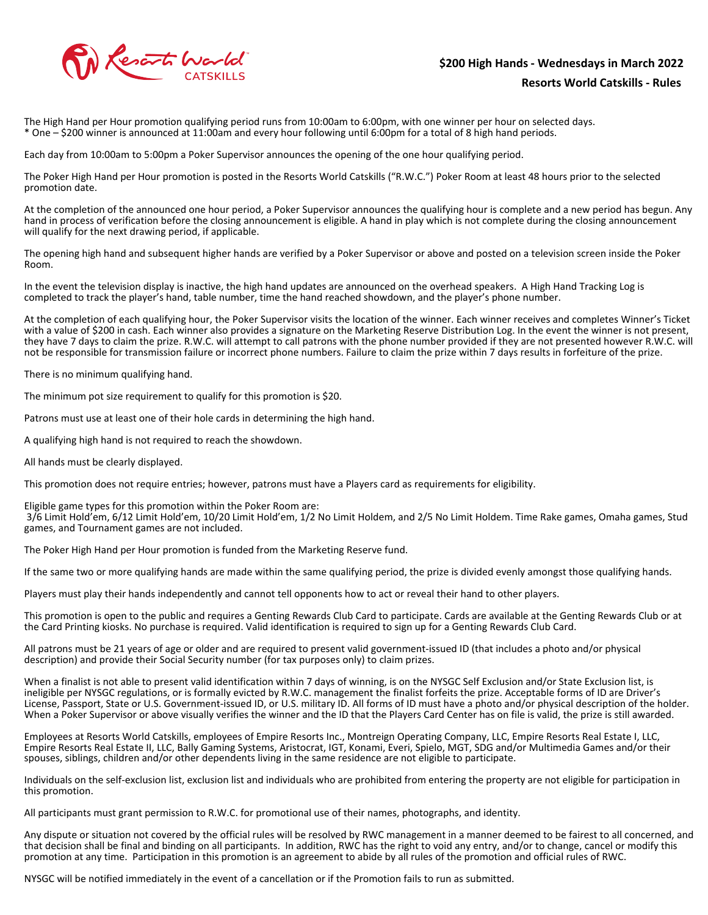## $200 High Hands - Wednesdays in March 2022

## Resorts World Catskills - Rules

The High Hand per Hour promotion qualifying period runs from 10:00am to 6:00pm, with one winner per hour on selected days.
* One – $200 winner is announced at 11:00am and every hour following until 6:00pm for a total of 8 high hand periods.

Each day from 10:00am to 5:00pm a Poker Supervisor announces the opening of the one hour qualifying period.

The Poker High Hand per Hour promotion is posted in the Resorts World Catskills ("R.W.C.") Poker Room at least 48 hours prior to the selected promotion date.

At the completion of the announced one hour period, a Poker Supervisor announces the qualifying hour is complete and a new period has begun. Any hand in process of verification before the closing announcement is eligible. A hand in play which is not complete during the closing announcement will qualify for the next drawing period, if applicable.

The opening high hand and subsequent higher hands are verified by a Poker Supervisor or above and posted on a television screen inside the Poker Room.

In the event the television display is inactive, the high hand updates are announced on the overhead speakers. A High Hand Tracking Log is completed to track the player's hand, table number, time the hand reached showdown, and the player's phone number.

At the completion of each qualifying hour, the Poker Supervisor visits the location of the winner. Each winner receives and completes Winner's Ticket with a value of $200 in cash. Each winner also provides a signature on the Marketing Reserve Distribution Log. In the event the winner is not present, they have 7 days to claim the prize. R.W.C. will attempt to call patrons with the phone number provided if they are not presented however R.W.C. will not be responsible for transmission failure or incorrect phone numbers. Failure to claim the prize within 7 days results in forfeiture of the prize.

There is no minimum qualifying hand.

The minimum pot size requirement to qualify for this promotion is $20.

Patrons must use at least one of their hole cards in determining the high hand.

A qualifying high hand is not required to reach the showdown.

All hands must be clearly displayed.

This promotion does not require entries; however, patrons must have a Players card as requirements for eligibility.

Eligible game types for this promotion within the Poker Room are:
3/6 Limit Hold'em, 6/12 Limit Hold'em, 10/20 Limit Hold'em, 1/2 No Limit Holdem, and 2/5 No Limit Holdem. Time Rake games, Omaha games, Stud games, and Tournament games are not included.

The Poker High Hand per Hour promotion is funded from the Marketing Reserve fund.

If the same two or more qualifying hands are made within the same qualifying period, the prize is divided evenly amongst those qualifying hands.

Players must play their hands independently and cannot tell opponents how to act or reveal their hand to other players.

This promotion is open to the public and requires a Genting Rewards Club Card to participate. Cards are available at the Genting Rewards Club or at the Card Printing kiosks. No purchase is required. Valid identification is required to sign up for a Genting Rewards Club Card.

All patrons must be 21 years of age or older and are required to present valid government-issued ID (that includes a photo and/or physical description) and provide their Social Security number (for tax purposes only) to claim prizes.

When a finalist is not able to present valid identification within 7 days of winning, is on the NYSGC Self Exclusion and/or State Exclusion list, is ineligible per NYSGC regulations, or is formally evicted by R.W.C. management the finalist forfeits the prize. Acceptable forms of ID are Driver's License, Passport, State or U.S. Government-issued ID, or U.S. military ID. All forms of ID must have a photo and/or physical description of the holder. When a Poker Supervisor or above visually verifies the winner and the ID that the Players Card Center has on file is valid, the prize is still awarded.

Employees at Resorts World Catskills, employees of Empire Resorts Inc., Montreign Operating Company, LLC, Empire Resorts Real Estate I, LLC, Empire Resorts Real Estate II, LLC, Bally Gaming Systems, Aristocrat, IGT, Konami, Everi, Spielo, MGT, SDG and/or Multimedia Games and/or their spouses, siblings, children and/or other dependents living in the same residence are not eligible to participate.

Individuals on the self-exclusion list, exclusion list and individuals who are prohibited from entering the property are not eligible for participation in this promotion.

All participants must grant permission to R.W.C. for promotional use of their names, photographs, and identity.

Any dispute or situation not covered by the official rules will be resolved by RWC management in a manner deemed to be fairest to all concerned, and that decision shall be final and binding on all participants. In addition, RWC has the right to void any entry, and/or to change, cancel or modify this promotion at any time. Participation in this promotion is an agreement to abide by all rules of the promotion and official rules of RWC.

NYSGC will be notified immediately in the event of a cancellation or if the Promotion fails to run as submitted.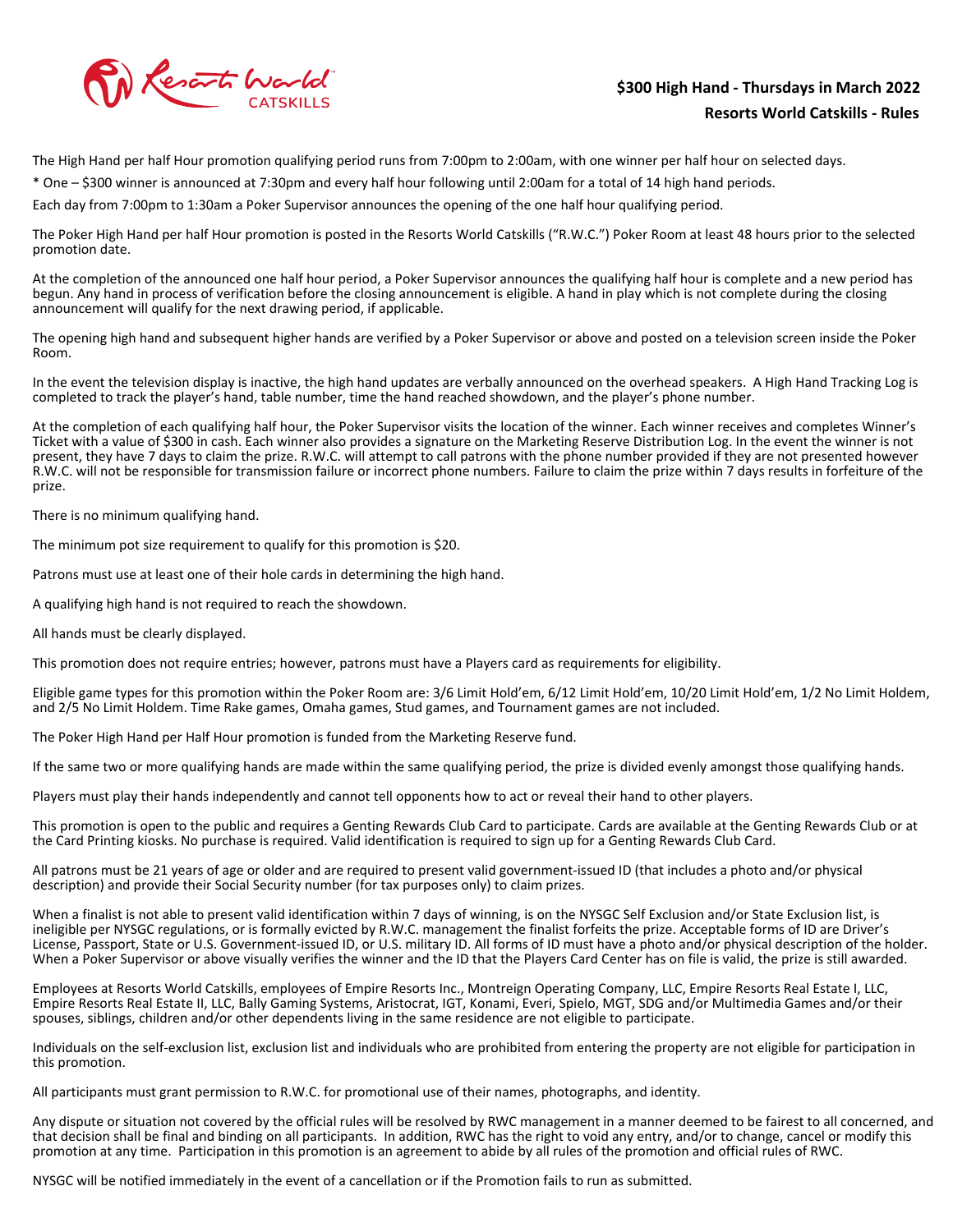## $300 High Hand - Thursdays in March 2022

## Resorts World Catskills - Rules

The High Hand per half Hour promotion qualifying period runs from 7:00pm to 2:00am, with one winner per half hour on selected days.

* One – $300 winner is announced at 7:30pm and every half hour following until 2:00am for a total of 14 high hand periods.

Each day from 7:00pm to 1:30am a Poker Supervisor announces the opening of the one half hour qualifying period.

The Poker High Hand per half Hour promotion is posted in the Resorts World Catskills ("R.W.C.") Poker Room at least 48 hours prior to the selected promotion date.

At the completion of the announced one half hour period, a Poker Supervisor announces the qualifying half hour is complete and a new period has begun. Any hand in process of verification before the closing announcement is eligible. A hand in play which is not complete during the closing announcement will qualify for the next drawing period, if applicable.

The opening high hand and subsequent higher hands are verified by a Poker Supervisor or above and posted on a television screen inside the Poker Room.

In the event the television display is inactive, the high hand updates are verbally announced on the overhead speakers. A High Hand Tracking Log is completed to track the player's hand, table number, time the hand reached showdown, and the player's phone number.

At the completion of each qualifying half hour, the Poker Supervisor visits the location of the winner. Each winner receives and completes Winner's Ticket with a value of $300 in cash. Each winner also provides a signature on the Marketing Reserve Distribution Log. In the event the winner is not present, they have 7 days to claim the prize. R.W.C. will attempt to call patrons with the phone number provided if they are not presented however R.W.C. will not be responsible for transmission failure or incorrect phone numbers. Failure to claim the prize within 7 days results in forfeiture of the prize.

There is no minimum qualifying hand.

The minimum pot size requirement to qualify for this promotion is $20.

Patrons must use at least one of their hole cards in determining the high hand.

A qualifying high hand is not required to reach the showdown.

All hands must be clearly displayed.

This promotion does not require entries; however, patrons must have a Players card as requirements for eligibility.

Eligible game types for this promotion within the Poker Room are: 3/6 Limit Hold'em, 6/12 Limit Hold'em, 10/20 Limit Hold'em, 1/2 No Limit Holdem, and 2/5 No Limit Holdem. Time Rake games, Omaha games, Stud games, and Tournament games are not included.

The Poker High Hand per Half Hour promotion is funded from the Marketing Reserve fund.

If the same two or more qualifying hands are made within the same qualifying period, the prize is divided evenly amongst those qualifying hands.

Players must play their hands independently and cannot tell opponents how to act or reveal their hand to other players.

This promotion is open to the public and requires a Genting Rewards Club Card to participate. Cards are available at the Genting Rewards Club or at the Card Printing kiosks. No purchase is required. Valid identification is required to sign up for a Genting Rewards Club Card.

All patrons must be 21 years of age or older and are required to present valid government-issued ID (that includes a photo and/or physical description) and provide their Social Security number (for tax purposes only) to claim prizes.

When a finalist is not able to present valid identification within 7 days of winning, is on the NYSGC Self Exclusion and/or State Exclusion list, is ineligible per NYSGC regulations, or is formally evicted by R.W.C. management the finalist forfeits the prize. Acceptable forms of ID are Driver's License, Passport, State or U.S. Government-issued ID, or U.S. military ID. All forms of ID must have a photo and/or physical description of the holder. When a Poker Supervisor or above visually verifies the winner and the ID that the Players Card Center has on file is valid, the prize is still awarded.

Employees at Resorts World Catskills, employees of Empire Resorts Inc., Montreign Operating Company, LLC, Empire Resorts Real Estate I, LLC, Empire Resorts Real Estate II, LLC, Bally Gaming Systems, Aristocrat, IGT, Konami, Everi, Spielo, MGT, SDG and/or Multimedia Games and/or their spouses, siblings, children and/or other dependents living in the same residence are not eligible to participate.

Individuals on the self-exclusion list, exclusion list and individuals who are prohibited from entering the property are not eligible for participation in this promotion.

All participants must grant permission to R.W.C. for promotional use of their names, photographs, and identity.

Any dispute or situation not covered by the official rules will be resolved by RWC management in a manner deemed to be fairest to all concerned, and that decision shall be final and binding on all participants. In addition, RWC has the right to void any entry, and/or to change, cancel or modify this promotion at any time. Participation in this promotion is an agreement to abide by all rules of the promotion and official rules of RWC.

NYSGC will be notified immediately in the event of a cancellation or if the Promotion fails to run as submitted.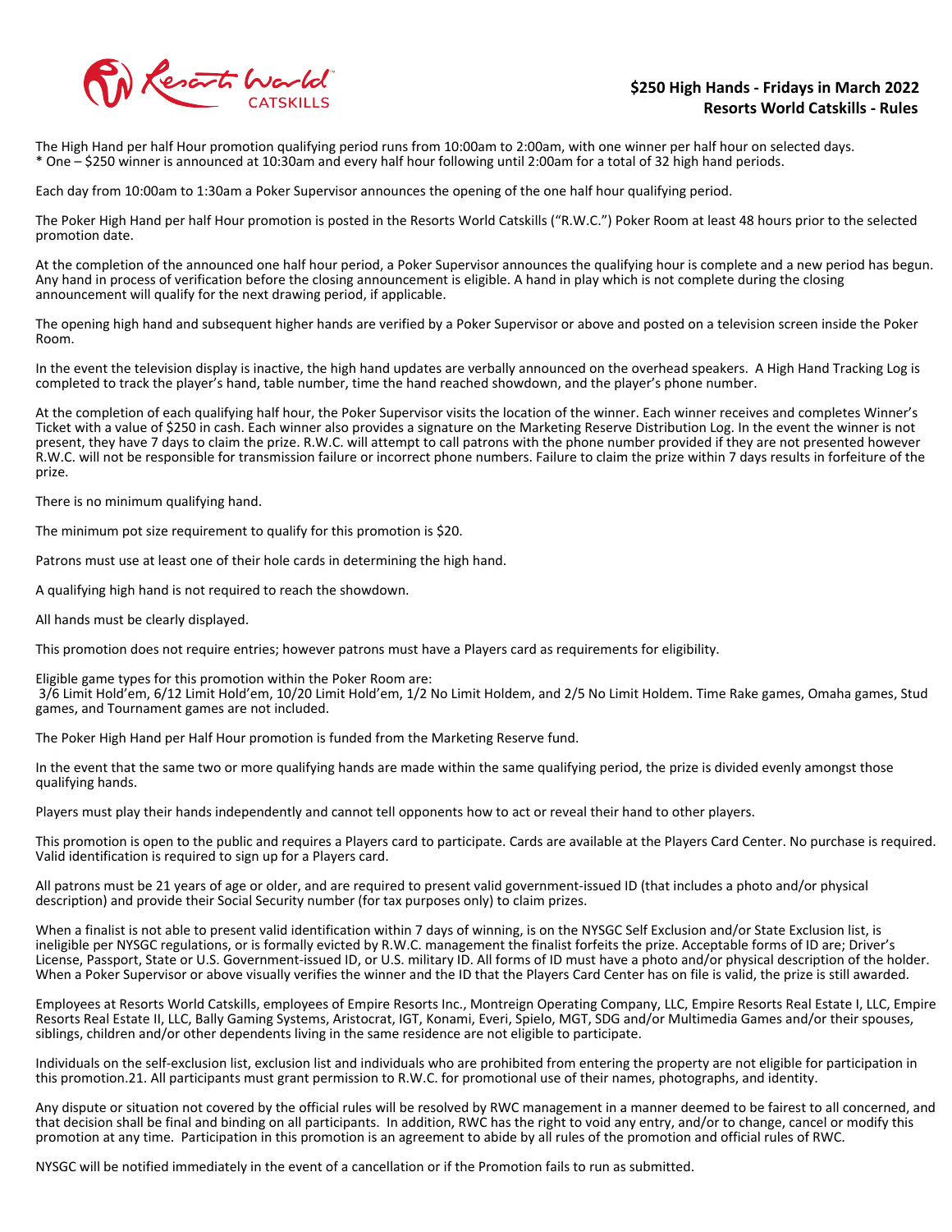## $250 High Hands - Fridays in March 2022
## Resorts World Catskills - Rules

The High Hand per half Hour promotion qualifying period runs from 10:00am to 2:00am, with one winner per half hour on selected days.
* One – $250 winner is announced at 10:30am and every half hour following until 2:00am for a total of 32 high hand periods.

Each day from 10:00am to 1:30am a Poker Supervisor announces the opening of the one half hour qualifying period.

The Poker High Hand per half Hour promotion is posted in the Resorts World Catskills ("R.W.C.") Poker Room at least 48 hours prior to the selected promotion date.

At the completion of the announced one half hour period, a Poker Supervisor announces the qualifying hour is complete and a new period has begun. Any hand in process of verification before the closing announcement is eligible. A hand in play which is not complete during the closing announcement will qualify for the next drawing period, if applicable.

The opening high hand and subsequent higher hands are verified by a Poker Supervisor or above and posted on a television screen inside the Poker Room.

In the event the television display is inactive, the high hand updates are verbally announced on the overhead speakers. A High Hand Tracking Log is completed to track the player's hand, table number, time the hand reached showdown, and the player's phone number.

At the completion of each qualifying half hour, the Poker Supervisor visits the location of the winner. Each winner receives and completes Winner's Ticket with a value of $250 in cash. Each winner also provides a signature on the Marketing Reserve Distribution Log. In the event the winner is not present, they have 7 days to claim the prize. R.W.C. will attempt to call patrons with the phone number provided if they are not presented however R.W.C. will not be responsible for transmission failure or incorrect phone numbers. Failure to claim the prize within 7 days results in forfeiture of the prize.

There is no minimum qualifying hand.

The minimum pot size requirement to qualify for this promotion is $20.

Patrons must use at least one of their hole cards in determining the high hand.

A qualifying high hand is not required to reach the showdown.

All hands must be clearly displayed.

This promotion does not require entries; however patrons must have a Players card as requirements for eligibility.

Eligible game types for this promotion within the Poker Room are:
3/6 Limit Hold'em, 6/12 Limit Hold'em, 10/20 Limit Hold'em, 1/2 No Limit Holdem, and 2/5 No Limit Holdem. Time Rake games, Omaha games, Stud games, and Tournament games are not included.

The Poker High Hand per Half Hour promotion is funded from the Marketing Reserve fund.

In the event that the same two or more qualifying hands are made within the same qualifying period, the prize is divided evenly amongst those qualifying hands.

Players must play their hands independently and cannot tell opponents how to act or reveal their hand to other players.

This promotion is open to the public and requires a Players card to participate. Cards are available at the Players Card Center. No purchase is required. Valid identification is required to sign up for a Players card.

All patrons must be 21 years of age or older, and are required to present valid government-issued ID (that includes a photo and/or physical description) and provide their Social Security number (for tax purposes only) to claim prizes.

When a finalist is not able to present valid identification within 7 days of winning, is on the NYSGC Self Exclusion and/or State Exclusion list, is ineligible per NYSGC regulations, or is formally evicted by R.W.C. management the finalist forfeits the prize. Acceptable forms of ID are; Driver's License, Passport, State or U.S. Government-issued ID, or U.S. military ID. All forms of ID must have a photo and/or physical description of the holder. When a Poker Supervisor or above visually verifies the winner and the ID that the Players Card Center has on file is valid, the prize is still awarded.

Employees at Resorts World Catskills, employees of Empire Resorts Inc., Montreign Operating Company, LLC, Empire Resorts Real Estate I, LLC, Empire Resorts Real Estate II, LLC, Bally Gaming Systems, Aristocrat, IGT, Konami, Everi, Spielo, MGT, SDG and/or Multimedia Games and/or their spouses, siblings, children and/or other dependents living in the same residence are not eligible to participate.

Individuals on the self-exclusion list, exclusion list and individuals who are prohibited from entering the property are not eligible for participation in this promotion.21. All participants must grant permission to R.W.C. for promotional use of their names, photographs, and identity.

Any dispute or situation not covered by the official rules will be resolved by RWC management in a manner deemed to be fairest to all concerned, and that decision shall be final and binding on all participants. In addition, RWC has the right to void any entry, and/or to change, cancel or modify this promotion at any time. Participation in this promotion is an agreement to abide by all rules of the promotion and official rules of RWC.

NYSGC will be notified immediately in the event of a cancellation or if the Promotion fails to run as submitted.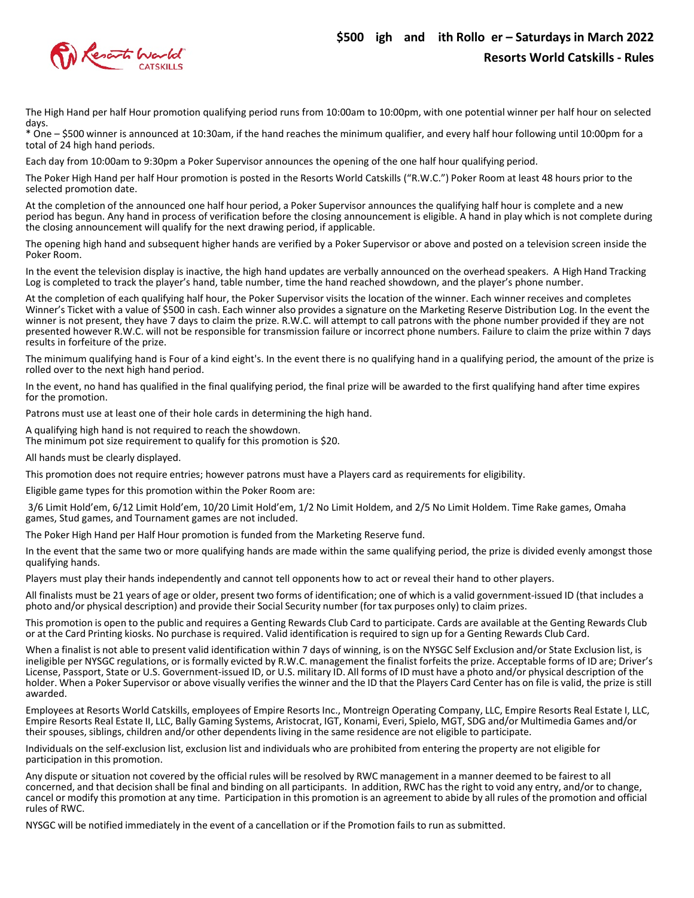## $500 igh and ith Rollo er – Saturdays in March 2022

## Resorts World Catskills - Rules

The High Hand per half Hour promotion qualifying period runs from 10:00am to 10:00pm, with one potential winner per half hour on selected days.

* One – $500 winner is announced at 10:30am, if the hand reaches the minimum qualifier, and every half hour following until 10:00pm for a total of 24 high hand periods.

Each day from 10:00am to 9:30pm a Poker Supervisor announces the opening of the one half hour qualifying period.

The Poker High Hand per half Hour promotion is posted in the Resorts World Catskills ("R.W.C.") Poker Room at least 48 hours prior to the selected promotion date.

At the completion of the announced one half hour period, a Poker Supervisor announces the qualifying half hour is complete and a new period has begun. Any hand in process of verification before the closing announcement is eligible. A hand in play which is not complete during the closing announcement will qualify for the next drawing period, if applicable.

The opening high hand and subsequent higher hands are verified by a Poker Supervisor or above and posted on a television screen inside the Poker Room.

In the event the television display is inactive, the high hand updates are verbally announced on the overhead speakers. A High Hand Tracking Log is completed to track the player's hand, table number, time the hand reached showdown, and the player's phone number.

At the completion of each qualifying half hour, the Poker Supervisor visits the location of the winner. Each winner receives and completes Winner's Ticket with a value of $500 in cash. Each winner also provides a signature on the Marketing Reserve Distribution Log. In the event the winner is not present, they have 7 days to claim the prize. R.W.C. will attempt to call patrons with the phone number provided if they are not presented however R.W.C. will not be responsible for transmission failure or incorrect phone numbers. Failure to claim the prize within 7 days results in forfeiture of the prize.

The minimum qualifying hand is Four of a kind eight's. In the event there is no qualifying hand in a qualifying period, the amount of the prize is rolled over to the next high hand period.

In the event, no hand has qualified in the final qualifying period, the final prize will be awarded to the first qualifying hand after time expires for the promotion.

Patrons must use at least one of their hole cards in determining the high hand.

A qualifying high hand is not required to reach the showdown.
The minimum pot size requirement to qualify for this promotion is $20.

All hands must be clearly displayed.

This promotion does not require entries; however patrons must have a Players card as requirements for eligibility.

Eligible game types for this promotion within the Poker Room are:

3/6 Limit Hold'em, 6/12 Limit Hold'em, 10/20 Limit Hold'em, 1/2 No Limit Holdem, and 2/5 No Limit Holdem. Time Rake games, Omaha games, Stud games, and Tournament games are not included.

The Poker High Hand per Half Hour promotion is funded from the Marketing Reserve fund.

In the event that the same two or more qualifying hands are made within the same qualifying period, the prize is divided evenly amongst those qualifying hands.

Players must play their hands independently and cannot tell opponents how to act or reveal their hand to other players.

All finalists must be 21 years of age or older, present two forms of identification; one of which is a valid government-issued ID (that includes a photo and/or physical description) and provide their Social Security number (for tax purposes only) to claim prizes.

This promotion is open to the public and requires a Genting Rewards Club Card to participate. Cards are available at the Genting Rewards Club or at the Card Printing kiosks. No purchase is required. Valid identification is required to sign up for a Genting Rewards Club Card.

When a finalist is not able to present valid identification within 7 days of winning, is on the NYSGC Self Exclusion and/or State Exclusion list, is ineligible per NYSGC regulations, or is formally evicted by R.W.C. management the finalist forfeits the prize. Acceptable forms of ID are; Driver's License, Passport, State or U.S. Government-issued ID, or U.S. military ID. All forms of ID must have a photo and/or physical description of the holder. When a Poker Supervisor or above visually verifies the winner and the ID that the Players Card Center has on file is valid, the prize is still awarded.

Employees at Resorts World Catskills, employees of Empire Resorts Inc., Montreign Operating Company, LLC, Empire Resorts Real Estate I, LLC, Empire Resorts Real Estate II, LLC, Bally Gaming Systems, Aristocrat, IGT, Konami, Everi, Spielo, MGT, SDG and/or Multimedia Games and/or their spouses, siblings, children and/or other dependents living in the same residence are not eligible to participate.

Individuals on the self-exclusion list, exclusion list and individuals who are prohibited from entering the property are not eligible for participation in this promotion.

Any dispute or situation not covered by the official rules will be resolved by RWC management in a manner deemed to be fairest to all concerned, and that decision shall be final and binding on all participants. In addition, RWC has the right to void any entry, and/or to change, cancel or modify this promotion at any time. Participation in this promotion is an agreement to abide by all rules of the promotion and official rules of RWC.

NYSGC will be notified immediately in the event of a cancellation or if the Promotion fails to run as submitted.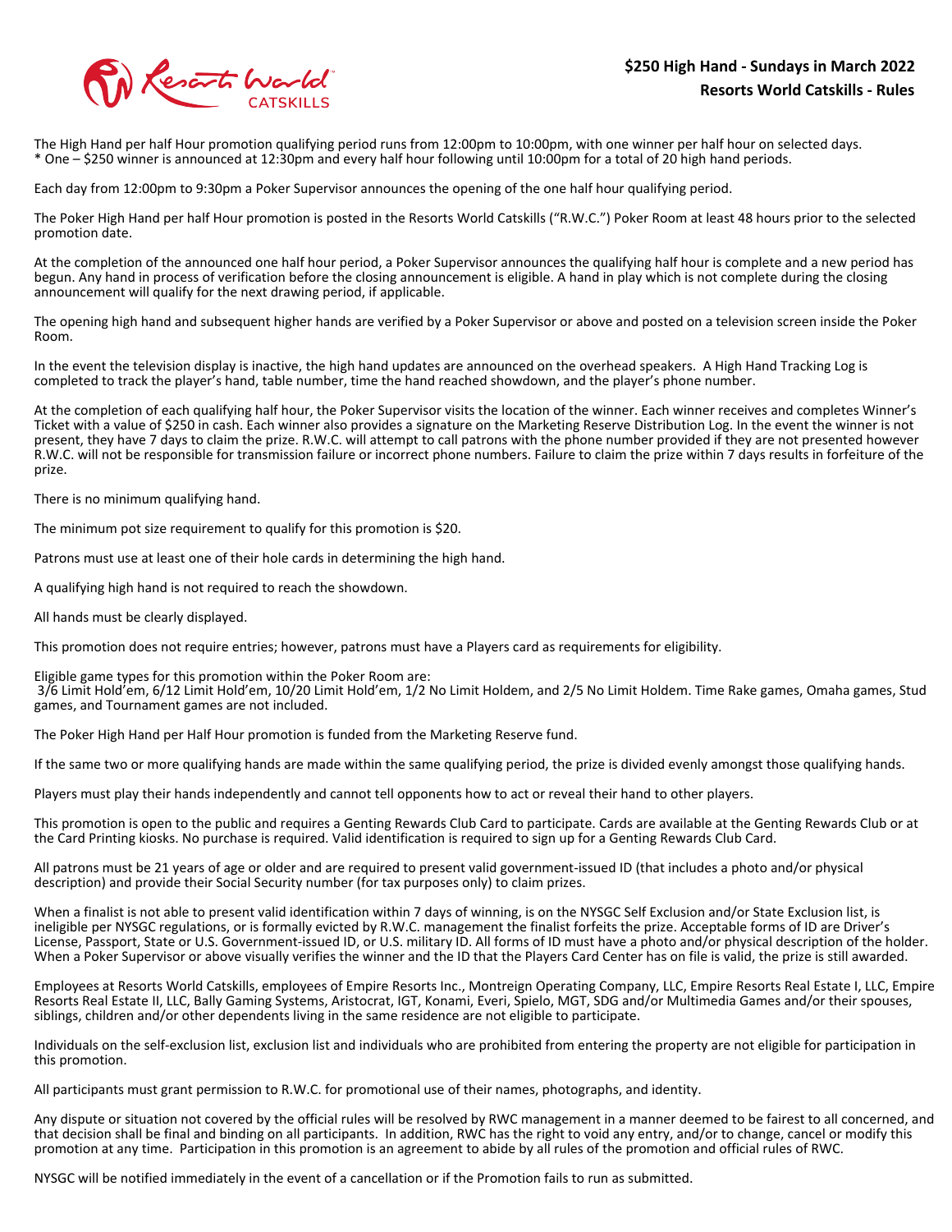## $250 High Hand - Sundays in March 2022
## Resorts World Catskills - Rules

The High Hand per half Hour promotion qualifying period runs from 12:00pm to 10:00pm, with one winner per half hour on selected days.
* One – $250 winner is announced at 12:30pm and every half hour following until 10:00pm for a total of 20 high hand periods.

Each day from 12:00pm to 9:30pm a Poker Supervisor announces the opening of the one half hour qualifying period.

The Poker High Hand per half Hour promotion is posted in the Resorts World Catskills ("R.W.C.") Poker Room at least 48 hours prior to the selected promotion date.

At the completion of the announced one half hour period, a Poker Supervisor announces the qualifying half hour is complete and a new period has begun. Any hand in process of verification before the closing announcement is eligible. A hand in play which is not complete during the closing announcement will qualify for the next drawing period, if applicable.

The opening high hand and subsequent higher hands are verified by a Poker Supervisor or above and posted on a television screen inside the Poker Room.

In the event the television display is inactive, the high hand updates are announced on the overhead speakers. A High Hand Tracking Log is completed to track the player's hand, table number, time the hand reached showdown, and the player's phone number.

At the completion of each qualifying half hour, the Poker Supervisor visits the location of the winner. Each winner receives and completes Winner's Ticket with a value of $250 in cash. Each winner also provides a signature on the Marketing Reserve Distribution Log. In the event the winner is not present, they have 7 days to claim the prize. R.W.C. will attempt to call patrons with the phone number provided if they are not presented however R.W.C. will not be responsible for transmission failure or incorrect phone numbers. Failure to claim the prize within 7 days results in forfeiture of the prize.

There is no minimum qualifying hand.

The minimum pot size requirement to qualify for this promotion is $20.

Patrons must use at least one of their hole cards in determining the high hand.

A qualifying high hand is not required to reach the showdown.

All hands must be clearly displayed.

This promotion does not require entries; however, patrons must have a Players card as requirements for eligibility.

Eligible game types for this promotion within the Poker Room are:
3/6 Limit Hold'em, 6/12 Limit Hold'em, 10/20 Limit Hold'em, 1/2 No Limit Holdem, and 2/5 No Limit Holdem. Time Rake games, Omaha games, Stud games, and Tournament games are not included.

The Poker High Hand per Half Hour promotion is funded from the Marketing Reserve fund.

If the same two or more qualifying hands are made within the same qualifying period, the prize is divided evenly amongst those qualifying hands.

Players must play their hands independently and cannot tell opponents how to act or reveal their hand to other players.

This promotion is open to the public and requires a Genting Rewards Club Card to participate. Cards are available at the Genting Rewards Club or at the Card Printing kiosks. No purchase is required. Valid identification is required to sign up for a Genting Rewards Club Card.

All patrons must be 21 years of age or older and are required to present valid government-issued ID (that includes a photo and/or physical description) and provide their Social Security number (for tax purposes only) to claim prizes.

When a finalist is not able to present valid identification within 7 days of winning, is on the NYSGC Self Exclusion and/or State Exclusion list, is ineligible per NYSGC regulations, or is formally evicted by R.W.C. management the finalist forfeits the prize. Acceptable forms of ID are Driver's License, Passport, State or U.S. Government-issued ID, or U.S. military ID. All forms of ID must have a photo and/or physical description of the holder. When a Poker Supervisor or above visually verifies the winner and the ID that the Players Card Center has on file is valid, the prize is still awarded.

Employees at Resorts World Catskills, employees of Empire Resorts Inc., Montreign Operating Company, LLC, Empire Resorts Real Estate I, LLC, Empire Resorts Real Estate II, LLC, Bally Gaming Systems, Aristocrat, IGT, Konami, Everi, Spielo, MGT, SDG and/or Multimedia Games and/or their spouses, siblings, children and/or other dependents living in the same residence are not eligible to participate.

Individuals on the self-exclusion list, exclusion list and individuals who are prohibited from entering the property are not eligible for participation in this promotion.

All participants must grant permission to R.W.C. for promotional use of their names, photographs, and identity.

Any dispute or situation not covered by the official rules will be resolved by RWC management in a manner deemed to be fairest to all concerned, and that decision shall be final and binding on all participants. In addition, RWC has the right to void any entry, and/or to change, cancel or modify this promotion at any time. Participation in this promotion is an agreement to abide by all rules of the promotion and official rules of RWC.

NYSGC will be notified immediately in the event of a cancellation or if the Promotion fails to run as submitted.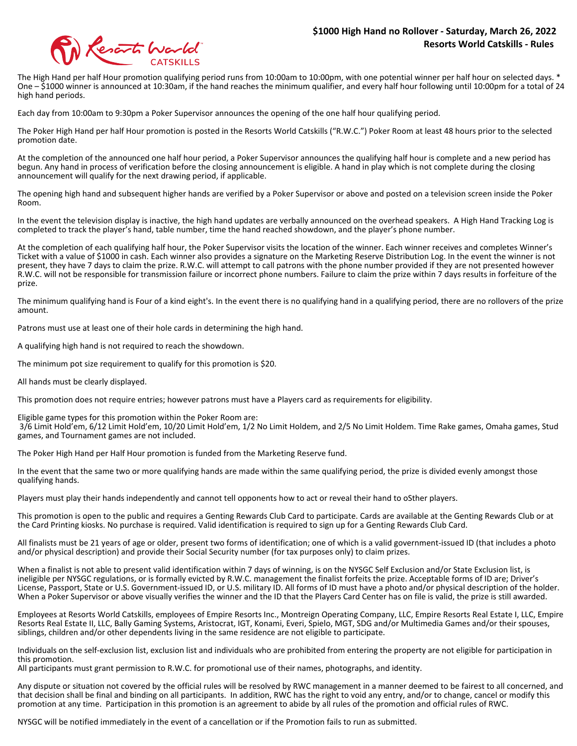**$1000 High Hand no Rollover - Saturday, March 26, 2022**
**Resorts World Catskills - Rules**

The High Hand per half Hour promotion qualifying period runs from 10:00am to 10:00pm, with one potential winner per half hour on selected days. * One – $1000 winner is announced at 10:30am, if the hand reaches the minimum qualifier, and every half hour following until 10:00pm for a total of 24 high hand periods.

Each day from 10:00am to 9:30pm a Poker Supervisor announces the opening of the one half hour qualifying period.

The Poker High Hand per half Hour promotion is posted in the Resorts World Catskills ("R.W.C.") Poker Room at least 48 hours prior to the selected promotion date.

At the completion of the announced one half hour period, a Poker Supervisor announces the qualifying half hour is complete and a new period has begun. Any hand in process of verification before the closing announcement is eligible. A hand in play which is not complete during the closing announcement will qualify for the next drawing period, if applicable.

The opening high hand and subsequent higher hands are verified by a Poker Supervisor or above and posted on a television screen inside the Poker Room.

In the event the television display is inactive, the high hand updates are verbally announced on the overhead speakers. A High Hand Tracking Log is completed to track the player's hand, table number, time the hand reached showdown, and the player's phone number.

At the completion of each qualifying half hour, the Poker Supervisor visits the location of the winner. Each winner receives and completes Winner's Ticket with a value of $1000 in cash. Each winner also provides a signature on the Marketing Reserve Distribution Log. In the event the winner is not present, they have 7 days to claim the prize. R.W.C. will attempt to call patrons with the phone number provided if they are not presented however R.W.C. will not be responsible for transmission failure or incorrect phone numbers. Failure to claim the prize within 7 days results in forfeiture of the prize.

The minimum qualifying hand is Four of a kind eight's. In the event there is no qualifying hand in a qualifying period, there are no rollovers of the prize amount.

Patrons must use at least one of their hole cards in determining the high hand.

A qualifying high hand is not required to reach the showdown.

The minimum pot size requirement to qualify for this promotion is $20.

All hands must be clearly displayed.

This promotion does not require entries; however patrons must have a Players card as requirements for eligibility.

Eligible game types for this promotion within the Poker Room are:
3/6 Limit Hold'em, 6/12 Limit Hold'em, 10/20 Limit Hold'em, 1/2 No Limit Holdem, and 2/5 No Limit Holdem. Time Rake games, Omaha games, Stud games, and Tournament games are not included.

The Poker High Hand per Half Hour promotion is funded from the Marketing Reserve fund.

In the event that the same two or more qualifying hands are made within the same qualifying period, the prize is divided evenly amongst those qualifying hands.

Players must play their hands independently and cannot tell opponents how to act or reveal their hand to oSther players.

This promotion is open to the public and requires a Genting Rewards Club Card to participate. Cards are available at the Genting Rewards Club or at the Card Printing kiosks. No purchase is required. Valid identification is required to sign up for a Genting Rewards Club Card.

All finalists must be 21 years of age or older, present two forms of identification; one of which is a valid government-issued ID (that includes a photo and/or physical description) and provide their Social Security number (for tax purposes only) to claim prizes.

When a finalist is not able to present valid identification within 7 days of winning, is on the NYSGC Self Exclusion and/or State Exclusion list, is ineligible per NYSGC regulations, or is formally evicted by R.W.C. management the finalist forfeits the prize. Acceptable forms of ID are; Driver's License, Passport, State or U.S. Government-issued ID, or U.S. military ID. All forms of ID must have a photo and/or physical description of the holder. When a Poker Supervisor or above visually verifies the winner and the ID that the Players Card Center has on file is valid, the prize is still awarded.

Employees at Resorts World Catskills, employees of Empire Resorts Inc., Montreign Operating Company, LLC, Empire Resorts Real Estate I, LLC, Empire Resorts Real Estate II, LLC, Bally Gaming Systems, Aristocrat, IGT, Konami, Everi, Spielo, MGT, SDG and/or Multimedia Games and/or their spouses, siblings, children and/or other dependents living in the same residence are not eligible to participate.

Individuals on the self-exclusion list, exclusion list and individuals who are prohibited from entering the property are not eligible for participation in this promotion.
All participants must grant permission to R.W.C. for promotional use of their names, photographs, and identity.

Any dispute or situation not covered by the official rules will be resolved by RWC management in a manner deemed to be fairest to all concerned, and that decision shall be final and binding on all participants. In addition, RWC has the right to void any entry, and/or to change, cancel or modify this promotion at any time. Participation in this promotion is an agreement to abide by all rules of the promotion and official rules of RWC.

NYSGC will be notified immediately in the event of a cancellation or if the Promotion fails to run as submitted.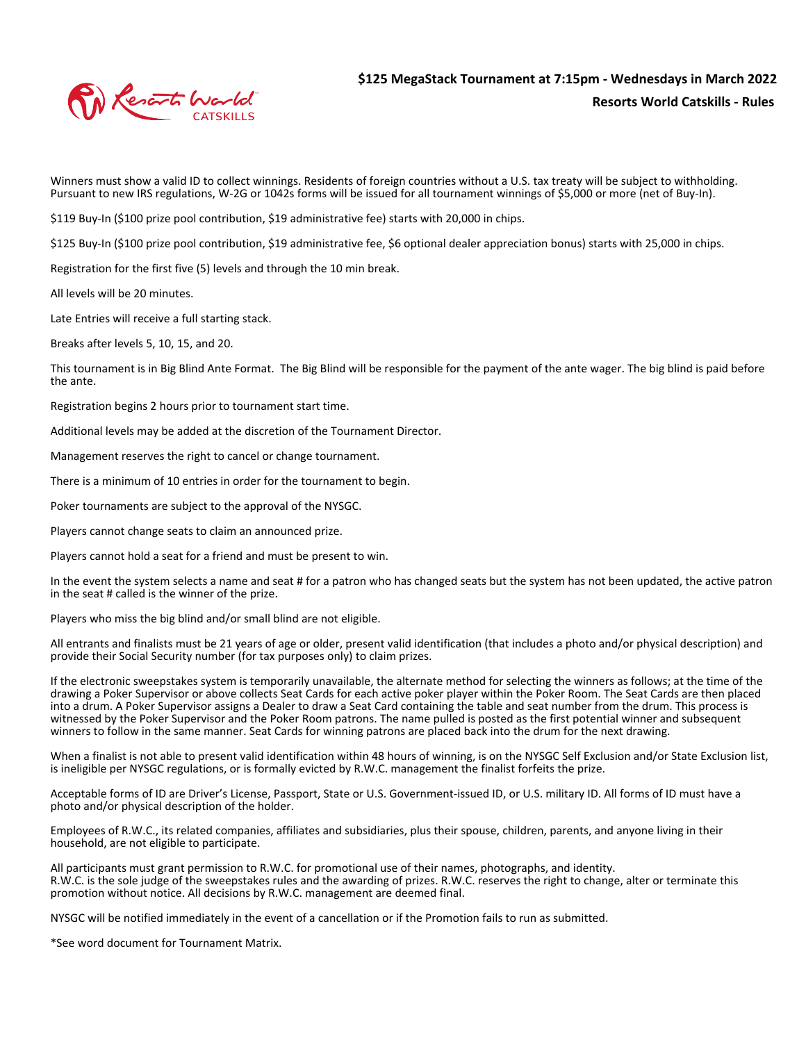## $125 MegaStack Tournament at 7:15pm - Wednesdays in March 2022

### Resorts World Catskills - Rules

Winners must show a valid ID to collect winnings. Residents of foreign countries without a U.S. tax treaty will be subject to withholding. Pursuant to new IRS regulations, W-2G or 1042s forms will be issued for all tournament winnings of $5,000 or more (net of Buy-In).

$119 Buy-In ($100 prize pool contribution, $19 administrative fee) starts with 20,000 in chips.

$125 Buy-In ($100 prize pool contribution, $19 administrative fee, $6 optional dealer appreciation bonus) starts with 25,000 in chips.

Registration for the first five (5) levels and through the 10 min break.

All levels will be 20 minutes.

Late Entries will receive a full starting stack.

Breaks after levels 5, 10, 15, and 20.

This tournament is in Big Blind Ante Format. The Big Blind will be responsible for the payment of the ante wager. The big blind is paid before the ante.

Registration begins 2 hours prior to tournament start time.

Additional levels may be added at the discretion of the Tournament Director.

Management reserves the right to cancel or change tournament.

There is a minimum of 10 entries in order for the tournament to begin.

Poker tournaments are subject to the approval of the NYSGC.

Players cannot change seats to claim an announced prize.

Players cannot hold a seat for a friend and must be present to win.

In the event the system selects a name and seat # for a patron who has changed seats but the system has not been updated, the active patron in the seat # called is the winner of the prize.

Players who miss the big blind and/or small blind are not eligible.

All entrants and finalists must be 21 years of age or older, present valid identification (that includes a photo and/or physical description) and provide their Social Security number (for tax purposes only) to claim prizes.

If the electronic sweepstakes system is temporarily unavailable, the alternate method for selecting the winners as follows; at the time of the drawing a Poker Supervisor or above collects Seat Cards for each active poker player within the Poker Room. The Seat Cards are then placed into a drum. A Poker Supervisor assigns a Dealer to draw a Seat Card containing the table and seat number from the drum. This process is witnessed by the Poker Supervisor and the Poker Room patrons. The name pulled is posted as the first potential winner and subsequent winners to follow in the same manner. Seat Cards for winning patrons are placed back into the drum for the next drawing.

When a finalist is not able to present valid identification within 48 hours of winning, is on the NYSGC Self Exclusion and/or State Exclusion list, is ineligible per NYSGC regulations, or is formally evicted by R.W.C. management the finalist forfeits the prize.

Acceptable forms of ID are Driver's License, Passport, State or U.S. Government-issued ID, or U.S. military ID. All forms of ID must have a photo and/or physical description of the holder.

Employees of R.W.C., its related companies, affiliates and subsidiaries, plus their spouse, children, parents, and anyone living in their household, are not eligible to participate.

All participants must grant permission to R.W.C. for promotional use of their names, photographs, and identity.
R.W.C. is the sole judge of the sweepstakes rules and the awarding of prizes. R.W.C. reserves the right to change, alter or terminate this promotion without notice. All decisions by R.W.C. management are deemed final.

NYSGC will be notified immediately in the event of a cancellation or if the Promotion fails to run as submitted.

*See word document for Tournament Matrix.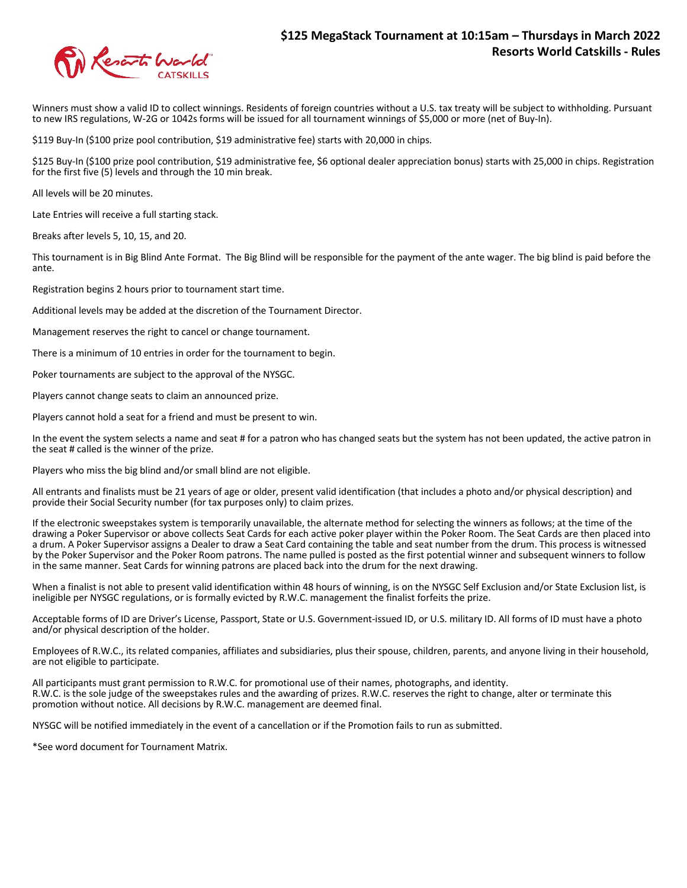## $125 MegaStack Tournament at 10:15am – Thursdays in March 2022
## Resorts World Catskills - Rules

Winners must show a valid ID to collect winnings. Residents of foreign countries without a U.S. tax treaty will be subject to withholding. Pursuant to new IRS regulations, W-2G or 1042s forms will be issued for all tournament winnings of $5,000 or more (net of Buy-In).

$119 Buy-In ($100 prize pool contribution, $19 administrative fee) starts with 20,000 in chips.

$125 Buy-In ($100 prize pool contribution, $19 administrative fee, $6 optional dealer appreciation bonus) starts with 25,000 in chips. Registration for the first five (5) levels and through the 10 min break.

All levels will be 20 minutes.

Late Entries will receive a full starting stack.

Breaks after levels 5, 10, 15, and 20.

This tournament is in Big Blind Ante Format. The Big Blind will be responsible for the payment of the ante wager. The big blind is paid before the ante.

Registration begins 2 hours prior to tournament start time.

Additional levels may be added at the discretion of the Tournament Director.

Management reserves the right to cancel or change tournament.

There is a minimum of 10 entries in order for the tournament to begin.

Poker tournaments are subject to the approval of the NYSGC.

Players cannot change seats to claim an announced prize.

Players cannot hold a seat for a friend and must be present to win.

In the event the system selects a name and seat # for a patron who has changed seats but the system has not been updated, the active patron in the seat # called is the winner of the prize.

Players who miss the big blind and/or small blind are not eligible.

All entrants and finalists must be 21 years of age or older, present valid identification (that includes a photo and/or physical description) and provide their Social Security number (for tax purposes only) to claim prizes.

If the electronic sweepstakes system is temporarily unavailable, the alternate method for selecting the winners as follows; at the time of the drawing a Poker Supervisor or above collects Seat Cards for each active poker player within the Poker Room. The Seat Cards are then placed into a drum. A Poker Supervisor assigns a Dealer to draw a Seat Card containing the table and seat number from the drum. This process is witnessed by the Poker Supervisor and the Poker Room patrons. The name pulled is posted as the first potential winner and subsequent winners to follow in the same manner. Seat Cards for winning patrons are placed back into the drum for the next drawing.

When a finalist is not able to present valid identification within 48 hours of winning, is on the NYSGC Self Exclusion and/or State Exclusion list, is ineligible per NYSGC regulations, or is formally evicted by R.W.C. management the finalist forfeits the prize.

Acceptable forms of ID are Driver's License, Passport, State or U.S. Government-issued ID, or U.S. military ID. All forms of ID must have a photo and/or physical description of the holder.

Employees of R.W.C., its related companies, affiliates and subsidiaries, plus their spouse, children, parents, and anyone living in their household, are not eligible to participate.

All participants must grant permission to R.W.C. for promotional use of their names, photographs, and identity.
R.W.C. is the sole judge of the sweepstakes rules and the awarding of prizes. R.W.C. reserves the right to change, alter or terminate this promotion without notice. All decisions by R.W.C. management are deemed final.

NYSGC will be notified immediately in the event of a cancellation or if the Promotion fails to run as submitted.

*See word document for Tournament Matrix.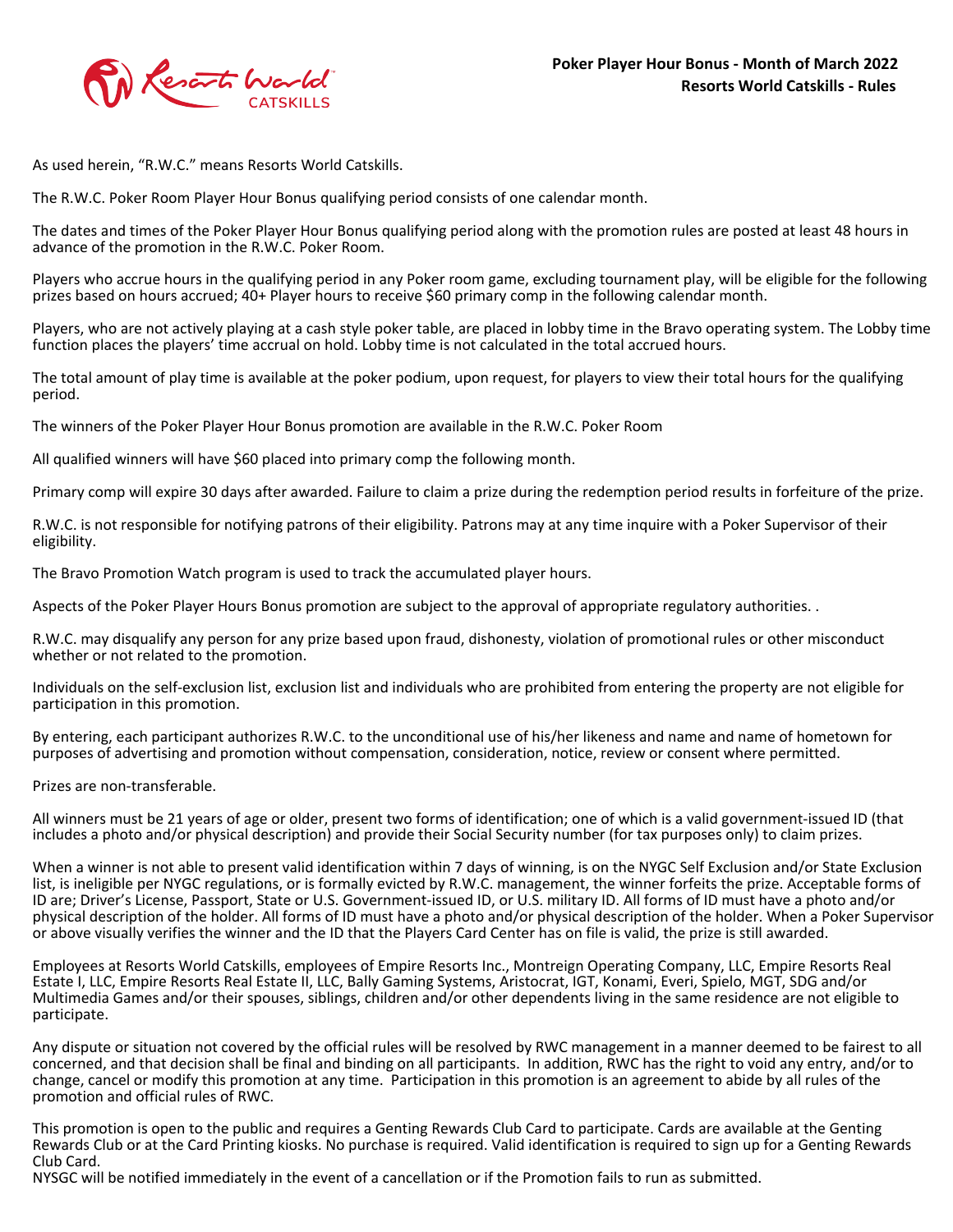**Poker Player Hour Bonus - Month of March 2022**
**Resorts World Catskills - Rules**

As used herein, "R.W.C." means Resorts World Catskills.

The R.W.C. Poker Room Player Hour Bonus qualifying period consists of one calendar month.

The dates and times of the Poker Player Hour Bonus qualifying period along with the promotion rules are posted at least 48 hours in advance of the promotion in the R.W.C. Poker Room.

Players who accrue hours in the qualifying period in any Poker room game, excluding tournament play, will be eligible for the following prizes based on hours accrued; 40+ Player hours to receive $60 primary comp in the following calendar month.

Players, who are not actively playing at a cash style poker table, are placed in lobby time in the Bravo operating system. The Lobby time function places the players' time accrual on hold. Lobby time is not calculated in the total accrued hours.

The total amount of play time is available at the poker podium, upon request, for players to view their total hours for the qualifying period.

The winners of the Poker Player Hour Bonus promotion are available in the R.W.C. Poker Room

All qualified winners will have $60 placed into primary comp the following month.

Primary comp will expire 30 days after awarded. Failure to claim a prize during the redemption period results in forfeiture of the prize.

R.W.C. is not responsible for notifying patrons of their eligibility. Patrons may at any time inquire with a Poker Supervisor of their eligibility.

The Bravo Promotion Watch program is used to track the accumulated player hours.

Aspects of the Poker Player Hours Bonus promotion are subject to the approval of appropriate regulatory authorities. .

R.W.C. may disqualify any person for any prize based upon fraud, dishonesty, violation of promotional rules or other misconduct whether or not related to the promotion.

Individuals on the self-exclusion list, exclusion list and individuals who are prohibited from entering the property are not eligible for participation in this promotion.

By entering, each participant authorizes R.W.C. to the unconditional use of his/her likeness and name and name of hometown for purposes of advertising and promotion without compensation, consideration, notice, review or consent where permitted.

Prizes are non-transferable.

All winners must be 21 years of age or older, present two forms of identification; one of which is a valid government-issued ID (that includes a photo and/or physical description) and provide their Social Security number (for tax purposes only) to claim prizes.

When a winner is not able to present valid identification within 7 days of winning, is on the NYGC Self Exclusion and/or State Exclusion list, is ineligible per NYGC regulations, or is formally evicted by R.W.C. management, the winner forfeits the prize. Acceptable forms of ID are; Driver's License, Passport, State or U.S. Government-issued ID, or U.S. military ID. All forms of ID must have a photo and/or physical description of the holder. All forms of ID must have a photo and/or physical description of the holder. When a Poker Supervisor or above visually verifies the winner and the ID that the Players Card Center has on file is valid, the prize is still awarded.

Employees at Resorts World Catskills, employees of Empire Resorts Inc., Montreign Operating Company, LLC, Empire Resorts Real Estate I, LLC, Empire Resorts Real Estate II, LLC, Bally Gaming Systems, Aristocrat, IGT, Konami, Everi, Spielo, MGT, SDG and/or Multimedia Games and/or their spouses, siblings, children and/or other dependents living in the same residence are not eligible to participate.

Any dispute or situation not covered by the official rules will be resolved by RWC management in a manner deemed to be fairest to all concerned, and that decision shall be final and binding on all participants. In addition, RWC has the right to void any entry, and/or to change, cancel or modify this promotion at any time. Participation in this promotion is an agreement to abide by all rules of the promotion and official rules of RWC.

This promotion is open to the public and requires a Genting Rewards Club Card to participate. Cards are available at the Genting Rewards Club or at the Card Printing kiosks. No purchase is required. Valid identification is required to sign up for a Genting Rewards Club Card.
NYSGC will be notified immediately in the event of a cancellation or if the Promotion fails to run as submitted.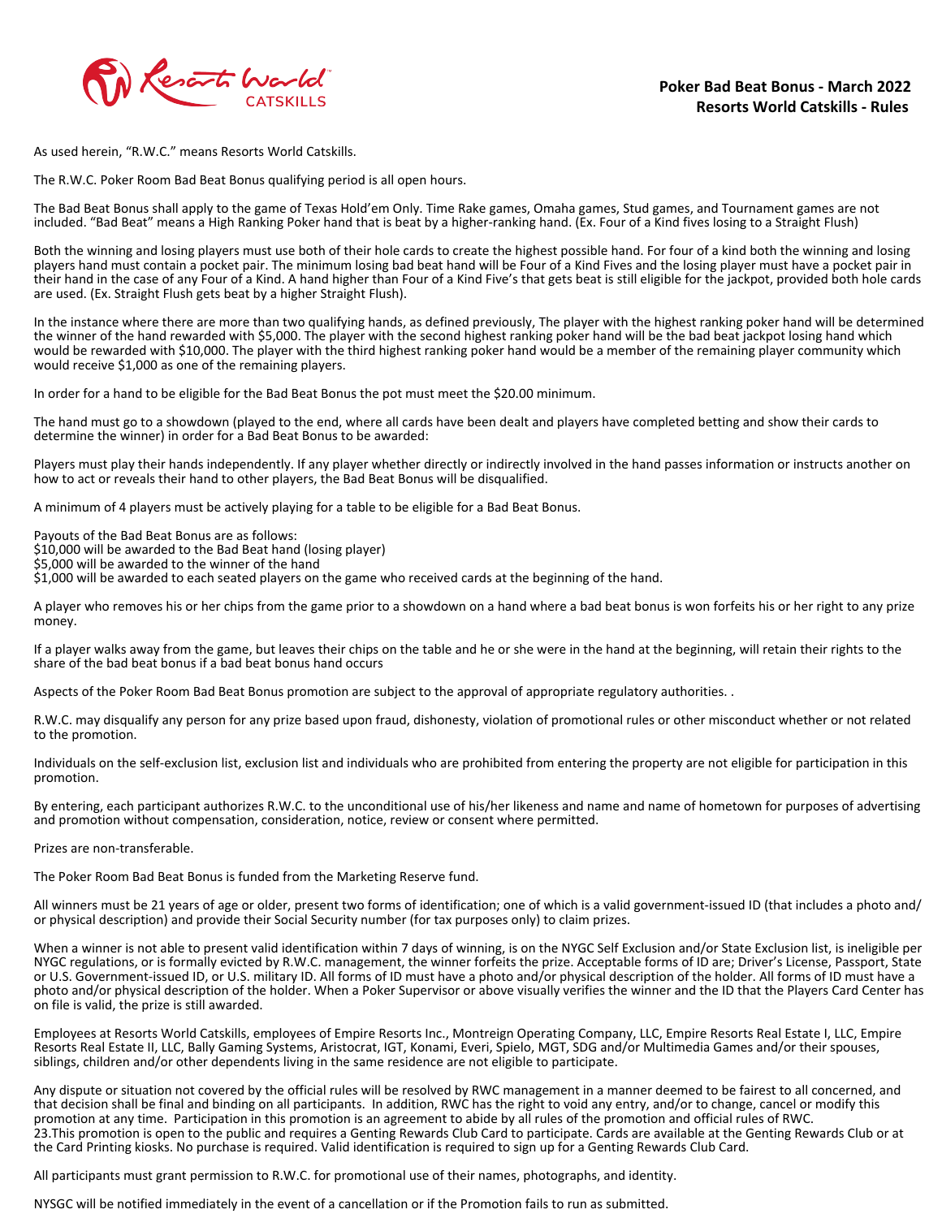**Poker Bad Beat Bonus - March 2022**
**Resorts World Catskills - Rules**

As used herein, "R.W.C." means Resorts World Catskills.

The R.W.C. Poker Room Bad Beat Bonus qualifying period is all open hours.

The Bad Beat Bonus shall apply to the game of Texas Hold'em Only. Time Rake games, Omaha games, Stud games, and Tournament games are not included. "Bad Beat" means a High Ranking Poker hand that is beat by a higher-ranking hand. (Ex. Four of a Kind fives losing to a Straight Flush)

Both the winning and losing players must use both of their hole cards to create the highest possible hand. For four of a kind both the winning and losing players hand must contain a pocket pair. The minimum losing bad beat hand will be Four of a Kind Fives and the losing player must have a pocket pair in their hand in the case of any Four of a Kind. A hand higher than Four of a Kind Five's that gets beat is still eligible for the jackpot, provided both hole cards are used. (Ex. Straight Flush gets beat by a higher Straight Flush).

In the instance where there are more than two qualifying hands, as defined previously, The player with the highest ranking poker hand will be determined the winner of the hand rewarded with $5,000. The player with the second highest ranking poker hand will be the bad beat jackpot losing hand which would be rewarded with $10,000. The player with the third highest ranking poker hand would be a member of the remaining player community which would receive $1,000 as one of the remaining players.

In order for a hand to be eligible for the Bad Beat Bonus the pot must meet the $20.00 minimum.

The hand must go to a showdown (played to the end, where all cards have been dealt and players have completed betting and show their cards to determine the winner) in order for a Bad Beat Bonus to be awarded:

Players must play their hands independently. If any player whether directly or indirectly involved in the hand passes information or instructs another on how to act or reveals their hand to other players, the Bad Beat Bonus will be disqualified.

A minimum of 4 players must be actively playing for a table to be eligible for a Bad Beat Bonus.

Payouts of the Bad Beat Bonus are as follows:
$10,000 will be awarded to the Bad Beat hand (losing player)
$5,000 will be awarded to the winner of the hand
$1,000 will be awarded to each seated players on the game who received cards at the beginning of the hand.

A player who removes his or her chips from the game prior to a showdown on a hand where a bad beat bonus is won forfeits his or her right to any prize money.

If a player walks away from the game, but leaves their chips on the table and he or she were in the hand at the beginning, will retain their rights to the share of the bad beat bonus if a bad beat bonus hand occurs

Aspects of the Poker Room Bad Beat Bonus promotion are subject to the approval of appropriate regulatory authorities. .

R.W.C. may disqualify any person for any prize based upon fraud, dishonesty, violation of promotional rules or other misconduct whether or not related to the promotion.

Individuals on the self-exclusion list, exclusion list and individuals who are prohibited from entering the property are not eligible for participation in this promotion.

By entering, each participant authorizes R.W.C. to the unconditional use of his/her likeness and name and name of hometown for purposes of advertising and promotion without compensation, consideration, notice, review or consent where permitted.

Prizes are non-transferable.

The Poker Room Bad Beat Bonus is funded from the Marketing Reserve fund.

All winners must be 21 years of age or older, present two forms of identification; one of which is a valid government-issued ID (that includes a photo and/ or physical description) and provide their Social Security number (for tax purposes only) to claim prizes.

When a winner is not able to present valid identification within 7 days of winning, is on the NYGC Self Exclusion and/or State Exclusion list, is ineligible per NYGC regulations, or is formally evicted by R.W.C. management, the winner forfeits the prize. Acceptable forms of ID are; Driver's License, Passport, State or U.S. Government-issued ID, or U.S. military ID. All forms of ID must have a photo and/or physical description of the holder. All forms of ID must have a photo and/or physical description of the holder. When a Poker Supervisor or above visually verifies the winner and the ID that the Players Card Center has on file is valid, the prize is still awarded.

Employees at Resorts World Catskills, employees of Empire Resorts Inc., Montreign Operating Company, LLC, Empire Resorts Real Estate I, LLC, Empire Resorts Real Estate II, LLC, Bally Gaming Systems, Aristocrat, IGT, Konami, Everi, Spielo, MGT, SDG and/or Multimedia Games and/or their spouses, siblings, children and/or other dependents living in the same residence are not eligible to participate.

Any dispute or situation not covered by the official rules will be resolved by RWC management in a manner deemed to be fairest to all concerned, and that decision shall be final and binding on all participants. In addition, RWC has the right to void any entry, and/or to change, cancel or modify this promotion at any time. Participation in this promotion is an agreement to abide by all rules of the promotion and official rules of RWC.
23.This promotion is open to the public and requires a Genting Rewards Club Card to participate. Cards are available at the Genting Rewards Club or at the Card Printing kiosks. No purchase is required. Valid identification is required to sign up for a Genting Rewards Club Card.

All participants must grant permission to R.W.C. for promotional use of their names, photographs, and identity.

NYSGC will be notified immediately in the event of a cancellation or if the Promotion fails to run as submitted.